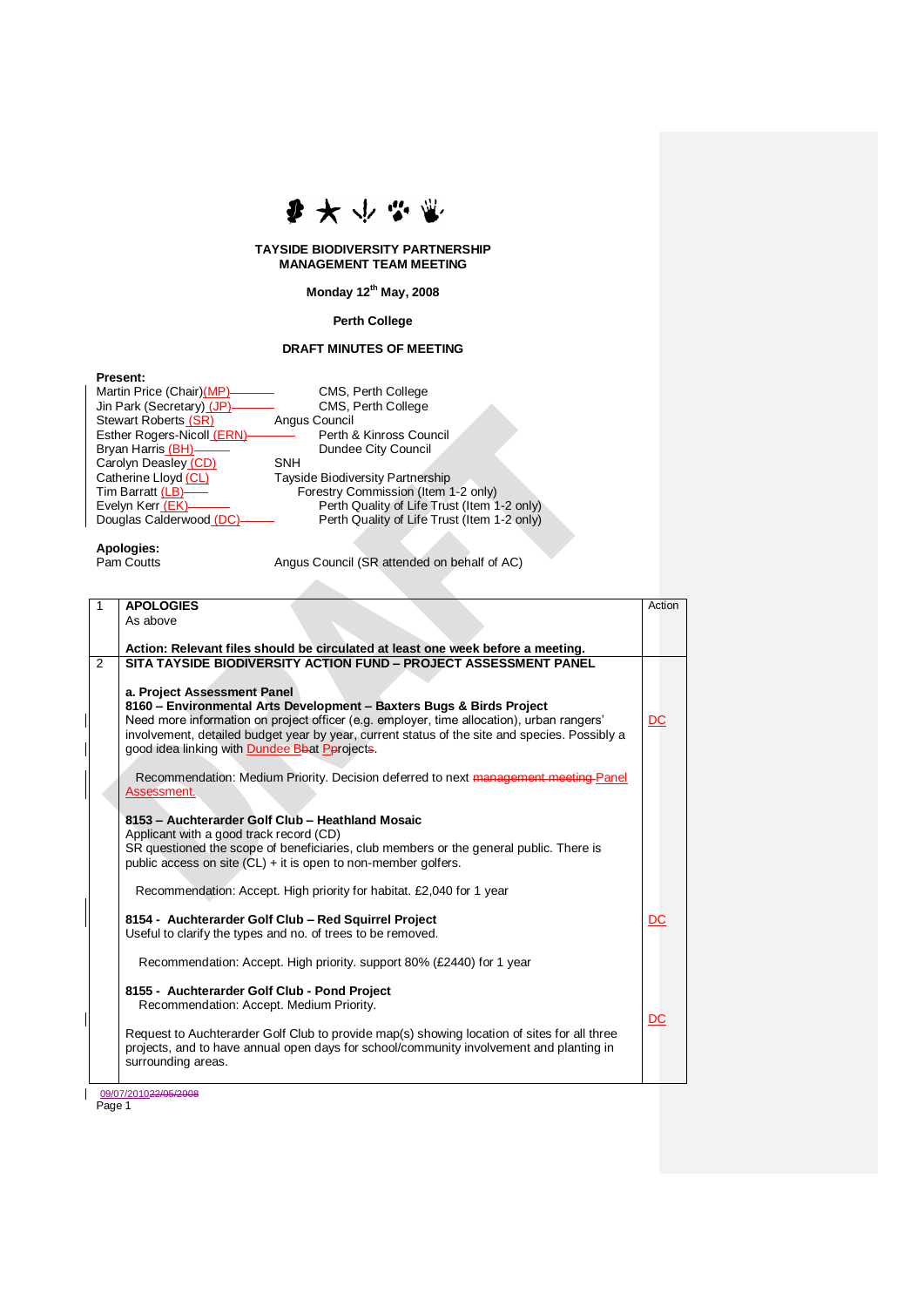**TAYSIDE BIODIVERSITY PARTNERSHIP**
**MANAGEMENT TEAM MEETING**

**Monday 12th May, 2008**

**Perth College**

**DRAFT MINUTES OF MEETING**

**Present:**

| | |
|---|---|
| Martin Price (Chair)(MP) | CMS, Perth College |
| Jin Park (Secretary) (JP) | CMS, Perth College |
| Stewart Roberts (SR) | Angus Council |
| Esther Rogers-Nicoll (ERN) | Perth & Kinross Council |
| Bryan Harris (BH) | Dundee City Council |
| Carolyn Deasley (CD) | SNH |
| Catherine Lloyd (CL) | Tayside Biodiversity Partnership |
| Tim Barratt (LB) | Forestry Commission (Item 1-2 only) |
| Evelyn Kerr (EK) | Perth Quality of Life Trust (Item 1-2 only) |
| Douglas Calderwood (DC) | Perth Quality of Life Trust (Item 1-2 only) |

**Apologies:**

| | |
|---|---|
| Pam Coutts | Angus Council (SR attended on behalf of AC) |

| | | Action |
|---|---|---|
| 1 | **APOLOGIES**<br>As above<br><br>**Action: Relevant files should be circulated at least one week before a meeting.** | |
| 2 | **SITA TAYSIDE BIODIVERSITY ACTION FUND – PROJECT ASSESSMENT PANEL**<br><br>**a. Project Assessment Panel**<br>**8160 – Environmental Arts Development – Baxters Bugs & Birds Project**<br>Need more information on project officer (e.g. employer, time allocation), urban rangers' involvement, detailed budget year by year, current status of the site and species. Possibly a good idea linking with Dundee Bbat Pprojects.<br><br>Recommendation: Medium Priority. Decision deferred to next ~~management meeting~~ Panel Assessment.<br><br>**8153 – Auchterarder Golf Club – Heathland Mosaic**<br>Applicant with a good track record (CD)<br>SR questioned the scope of beneficiaries, club members or the general public. There is public access on site (CL) + it is open to non-member golfers.<br><br>Recommendation: Accept. High priority for habitat. £2,040 for 1 year<br><br>**8154 - Auchterarder Golf Club – Red Squirrel Project**<br>Useful to clarify the types and no. of trees to be removed.<br><br>Recommendation: Accept. High priority. support 80% (£2440) for 1 year<br><br>**8155 - Auchterarder Golf Club - Pond Project**<br>Recommendation: Accept. Medium Priority.<br><br>Request to Auchterarder Golf Club to provide map(s) showing location of sites for all three projects, and to have annual open days for school/community involvement and planting in surrounding areas. | DC<br><br><br><br><br><br><br><br>DC<br><br><br><br>DC |

09/07/2010~~22/05/2008~~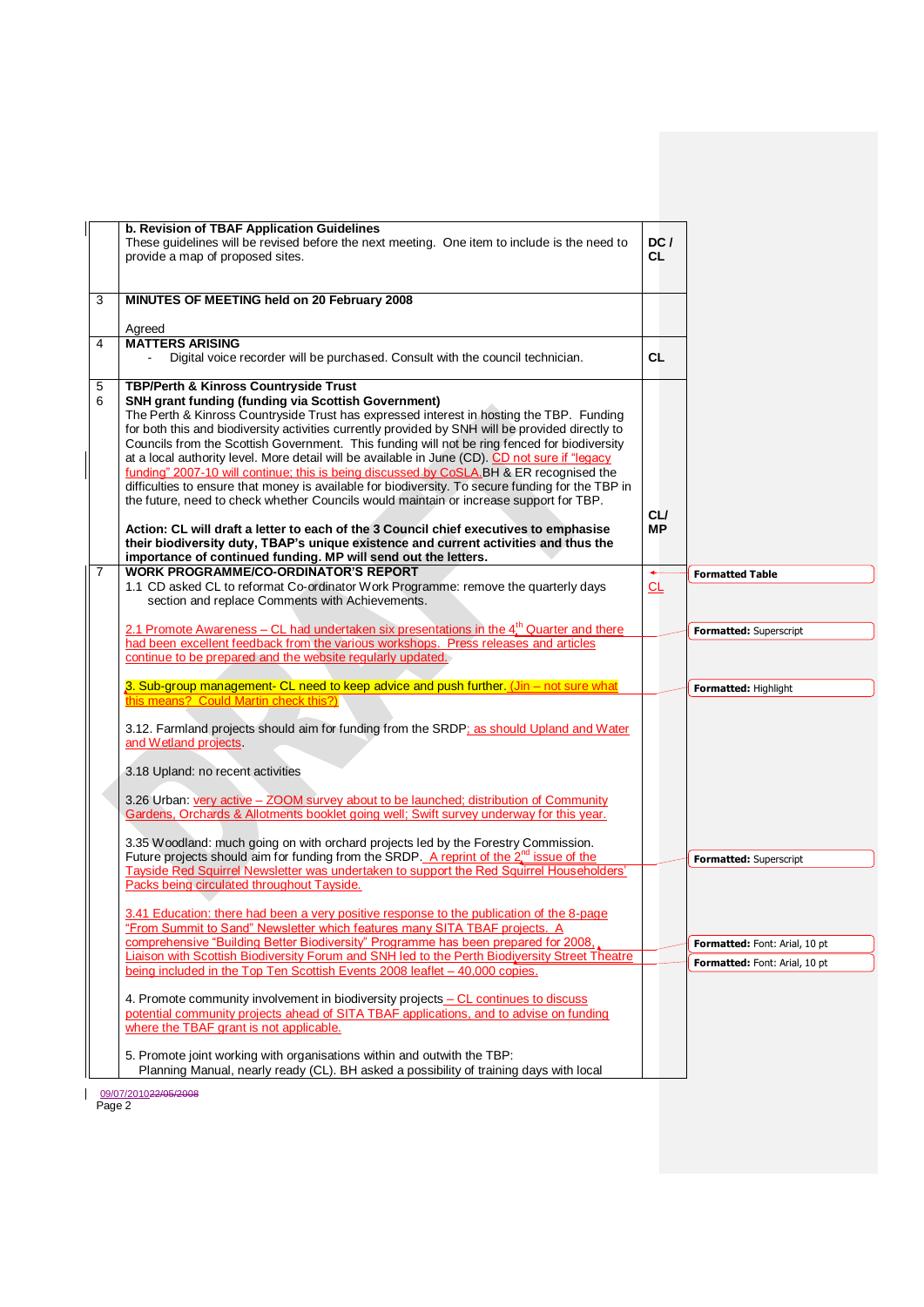| | | |
|---|---|---|
| | **b. Revision of TBAF Application Guidelines**<br>These guidelines will be revised before the next meeting. One item to include is the need to provide a map of proposed sites. | **DC / CL** |
| 3 | **MINUTES OF MEETING held on 20 February 2008**<br><br>Agreed | |
| 4 | **MATTERS ARISING**<br>- Digital voice recorder will be purchased. Consult with the council technician. | **CL** |
| 5<br>6 | **TBP/Perth & Kinross Countryside Trust**<br>**SNH grant funding (funding via Scottish Government)**<br>The Perth & Kinross Countryside Trust has expressed interest in hosting the TBP. Funding for both this and biodiversity activities currently provided by SNH will be provided directly to Councils from the Scottish Government. This funding will not be ring fenced for biodiversity at a local authority level. More detail will be available in June (CD). CD not sure if "legacy funding" 2007-10 will continue; this is being discussed by CoSLA.BH & ER recognised the difficulties to ensure that money is available for biodiversity. To secure funding for the TBP in the future, need to check whether Councils would maintain or increase support for TBP.<br><br>**Action: CL will draft a letter to each of the 3 Council chief executives to emphasise their biodiversity duty, TBAP's unique existence and current activities and thus the importance of continued funding. MP will send out the letters.** | **CL/ MP** |
| 7 | **WORK PROGRAMME/CO-ORDINATOR'S REPORT**<br>1.1 CD asked CL to reformat Co-ordinator Work Programme: remove the quarterly days section and replace Comments with Achievements.<br><br>2.1 Promote Awareness – CL had undertaken six presentations in the 4th Quarter and there had been excellent feedback from the various workshops. Press releases and articles continue to be prepared and the website regularly updated.<br><br>3. Sub-group management- CL need to keep advice and push further. (Jin – not sure what this means? Could Martin check this?)<br><br>3.12. Farmland projects should aim for funding from the SRDP; as should Upland and Water and Wetland projects.<br><br>3.18 Upland: no recent activities<br><br>3.26 Urban: very active – ZOOM survey about to be launched; distribution of Community Gardens, Orchards & Allotments booklet going well; Swift survey underway for this year.<br><br>3.35 Woodland: much going on with orchard projects led by the Forestry Commission. Future projects should aim for funding from the SRDP. A reprint of the 2nd issue of the Tayside Red Squirrel Newsletter was undertaken to support the Red Squirrel Householders' Packs being circulated throughout Tayside.<br><br>3.41 Education: there had been a very positive response to the publication of the 8-page "From Summit to Sand" Newsletter which features many SITA TBAF projects. A comprehensive "Building Better Biodiversity" Programme has been prepared for 2008. Liaison with Scottish Biodiversity Forum and SNH led to the Perth Biodiversity Street Theatre being included in the Top Ten Scottish Events 2008 leaflet – 40,000 copies.<br><br>4. Promote community involvement in biodiversity projects – CL continues to discuss potential community projects ahead of SITA TBAF applications, and to advise on funding where the TBAF grant is not applicable.<br><br>5. Promote joint working with organisations within and outwith the TBP:<br>Planning Manual, nearly ready (CL). BH asked a possibility of training days with local | CL |

09/07/2010 ~~22/05/2008~~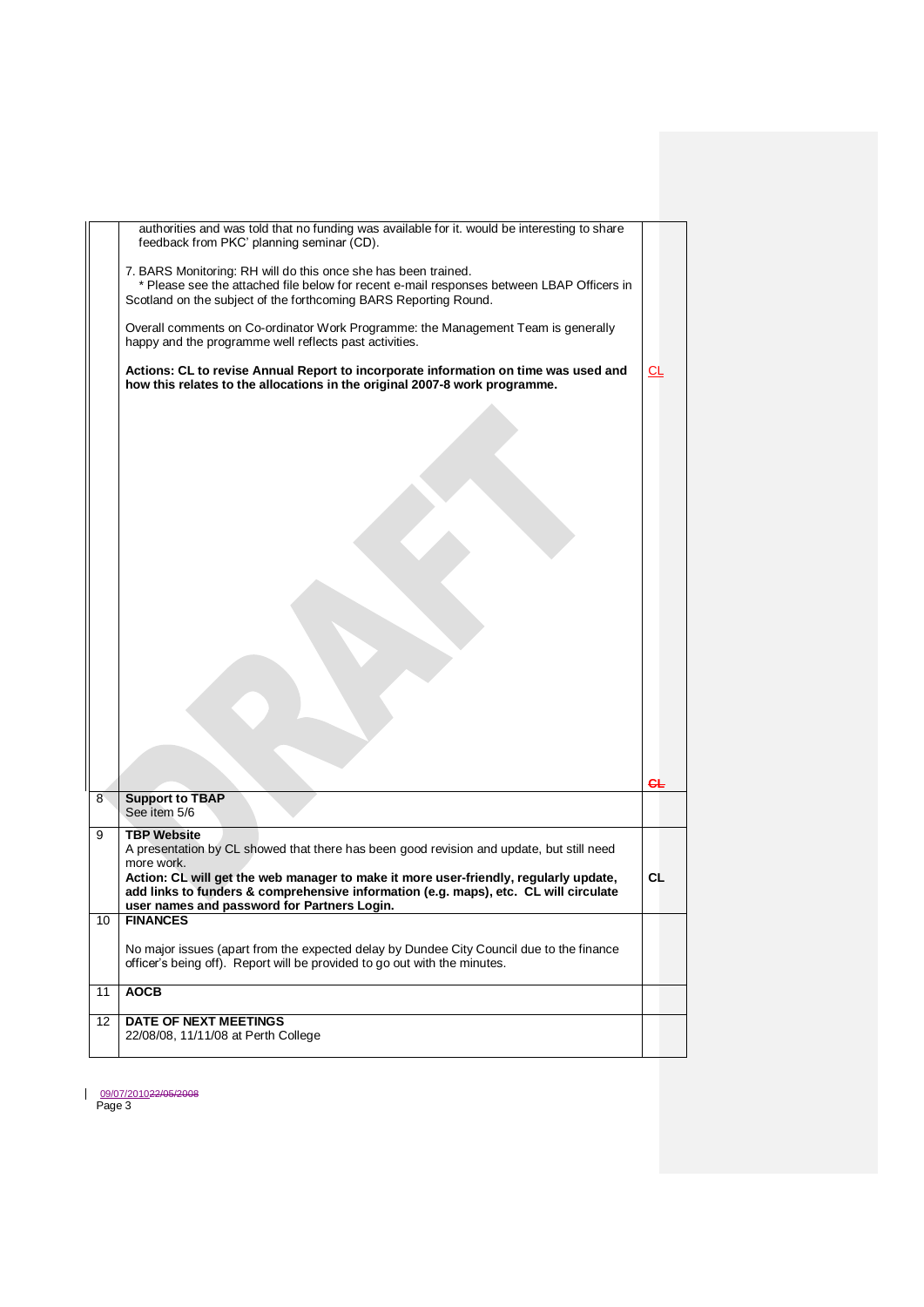| | | |
|---|---|---|
| | authorities and was told that no funding was available for it. would be interesting to share feedback from PKC' planning seminar (CD).<br><br>7. BARS Monitoring: RH will do this once she has been trained.<br>* Please see the attached file below for recent e-mail responses between LBAP Officers in Scotland on the subject of the forthcoming BARS Reporting Round.<br><br>Overall comments on Co-ordinator Work Programme: the Management Team is generally happy and the programme well reflects past activities.<br><br>**Actions: CL to revise Annual Report to incorporate information on time was used and how this relates to the allocations in the original 2007-8 work programme.** | CL<br><br>~~CL~~ |
| 8 | **Support to TBAP**<br>See item 5/6 | |
| 9 | **TBP Website**<br>A presentation by CL showed that there has been good revision and update, but still need more work.<br>**Action: CL will get the web manager to make it more user-friendly, regularly update, add links to funders & comprehensive information (e.g. maps), etc. CL will circulate user names and password for Partners Login.** | **CL** |
| 10 | **FINANCES**<br><br>No major issues (apart from the expected delay by Dundee City Council due to the finance officer's being off). Report will be provided to go out with the minutes. | |
| 11 | **AOCB** | |
| 12 | **DATE OF NEXT MEETINGS**<br>22/08/08, 11/11/08 at Perth College | |

09/07/2010~~22/05/2008~~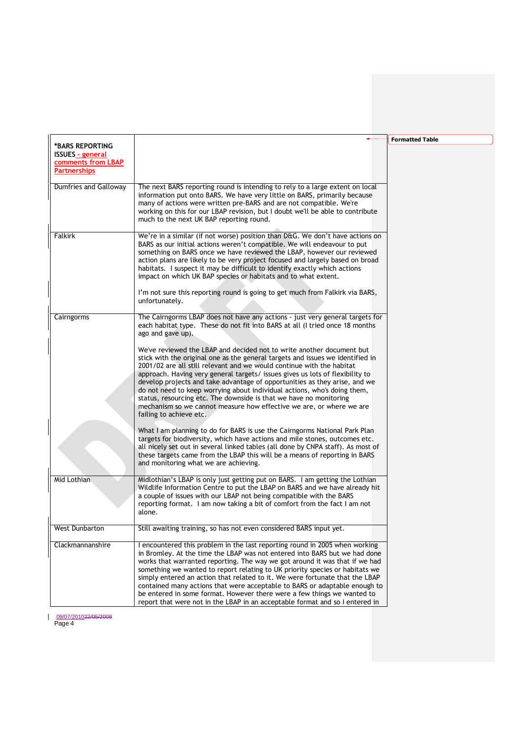| *BARS REPORTING ISSUES - general comments from LBAP Partnerships | |
|---|---|
| Dumfries and Galloway | The next BARS reporting round is intending to rely to a large extent on local information put onto BARS. We have very little on BARS, primarily because many of actions were written pre-BARS and are not compatible. We're working on this for our LBAP revision, but I doubt we'll be able to contribute much to the next UK BAP reporting round. |
| Falkirk | We're in a similar (if not worse) position than D&G. We don't have actions on BARS as our initial actions weren't compatible. We will endeavour to put something on BARS once we have reviewed the LBAP, however our reviewed action plans are likely to be very project focused and largely based on broad habitats. I suspect it may be difficult to identify exactly which actions impact on which UK BAP species or habitats and to what extent.<br><br>I'm not sure this reporting round is going to get much from Falkirk via BARS, unfortunately. |
| Cairngorms | The Cairngorms LBAP does not have any actions - just very general targets for each habitat type. These do not fit into BARS at all (I tried once 18 months ago and gave up).<br><br>We've reviewed the LBAP and decided not to write another document but stick with the original one as the general targets and issues we identified in 2001/02 are all still relevant and we would continue with the habitat approach. Having very general targets/ issues gives us lots of flexibility to develop projects and take advantage of opportunities as they arise, and we do not need to keep worrying about individual actions, who's doing them, status, resourcing etc. The downside is that we have no monitoring mechanism so we cannot measure how effective we are, or where we are failing to achieve etc.<br><br>What I am planning to do for BARS is use the Cairngorms National Park Plan targets for biodiversity, which have actions and mile stones, outcomes etc. all nicely set out in several linked tables (all done by CNPA staff). As most of these targets came from the LBAP this will be a means of reporting in BARS and monitoring what we are achieving. |
| Mid Lothian | Midlothian's LBAP is only just getting put on BARS. I am getting the Lothian Wildlife Information Centre to put the LBAP on BARS and we have already hit a couple of issues with our LBAP not being compatible with the BARS reporting format. I am now taking a bit of comfort from the fact I am not alone. |
| West Dunbarton | Still awaiting training, so has not even considered BARS input yet. |
| Clackmannanshire | I encountered this problem in the last reporting round in 2005 when working in Bromley. At the time the LBAP was not entered into BARS but we had done works that warranted reporting. The way we got around it was that if we had something we wanted to report relating to UK priority species or habitats we simply entered an action that related to it. We were fortunate that the LBAP contained many actions that were acceptable to BARS or adaptable enough to be entered in some format. However there were a few things we wanted to report that were not in the LBAP in an acceptable format and so I entered in |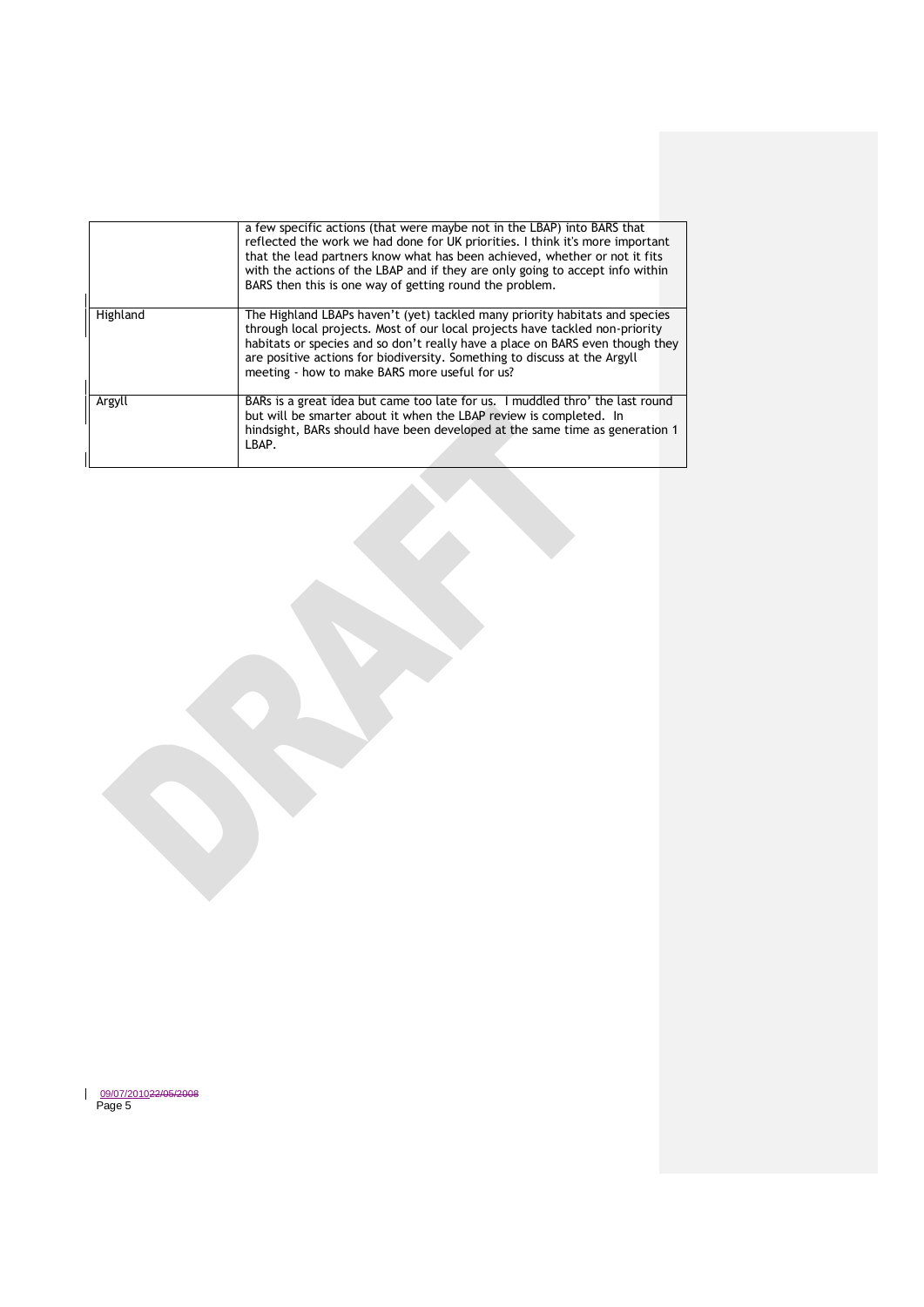| | |
|---|---|
| | a few specific actions (that were maybe not in the LBAP) into BARS that reflected the work we had done for UK priorities. I think it's more important that the lead partners know what has been achieved, whether or not it fits with the actions of the LBAP and if they are only going to accept info within BARS then this is one way of getting round the problem. |
| Highland | The Highland LBAPs haven't (yet) tackled many priority habitats and species through local projects. Most of our local projects have tackled non-priority habitats or species and so don't really have a place on BARS even though they are positive actions for biodiversity. Something to discuss at the Argyll meeting - how to make BARS more useful for us? |
| Argyll | BARs is a great idea but came too late for us. I muddled thro' the last round but will be smarter about it when the LBAP review is completed. In hindsight, BARs should have been developed at the same time as generation 1 LBAP. |